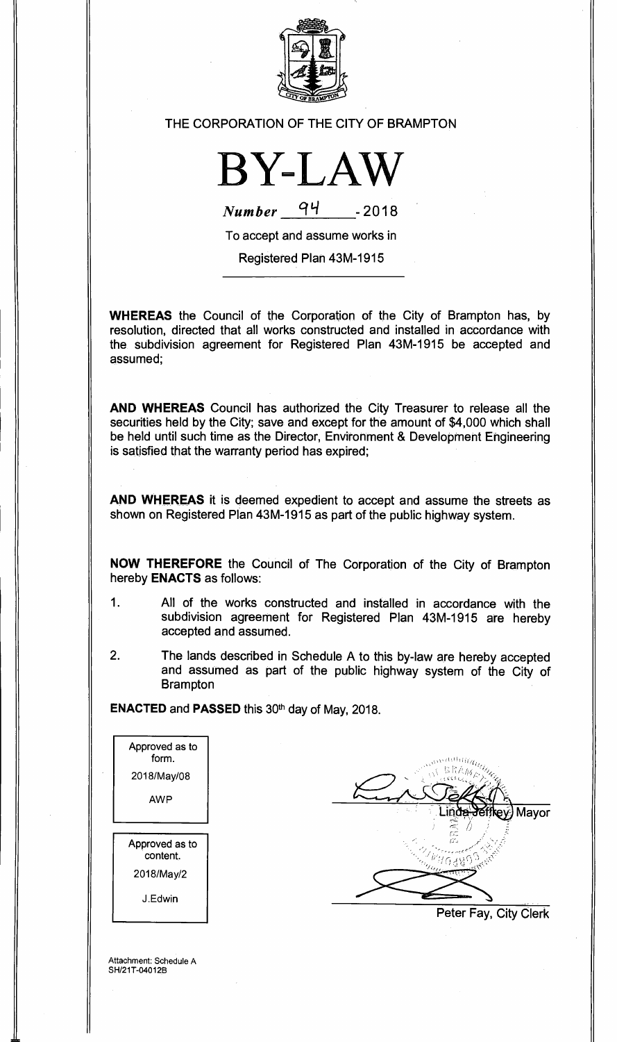THE CORPORATION OF THE CITY OF BRAMPTON

# BY-LAW

*Number* 94 - 2018

To accept and assume works in

Registered Plan 43M-1915

**WHEREAS** the Council of the Corporation of the City of Brampton has, by resolution, directed that all works constructed and installed in accordance with the subdivision agreement for Registered Plan 43M-1915 be accepted and assumed;

**AND WHEREAS** Council has authorized the City Treasurer to release all the securities held by the City; save and except for the amount of $4,000 which shall be held until such time as the Director, Environment & Development Engineering is satisfied that the warranty period has expired;

**AND WHEREAS** it is deemed expedient to accept and assume the streets as shown on Registered Plan 43M-1915 as part of the public highway system.

**NOW THEREFORE** the Council of The Corporation of the City of Brampton hereby **ENACTS** as follows:

1. All of the works constructed and installed in accordance with the subdivision agreement for Registered Plan 43M-1915 are hereby accepted and assumed.

2. The lands described in Schedule A to this by-law are hereby accepted and assumed as part of the public highway system of the City of Brampton

**ENACTED** and **PASSED** this 30th day of May, 2018.

Approved as to form.
2018/May/08
AWP

Approved as to content.
2018/May/2
J.Edwin

Linda Jeffrey, Mayor

Peter Fay, City Clerk

Attachment: Schedule A
SH/21T-04012B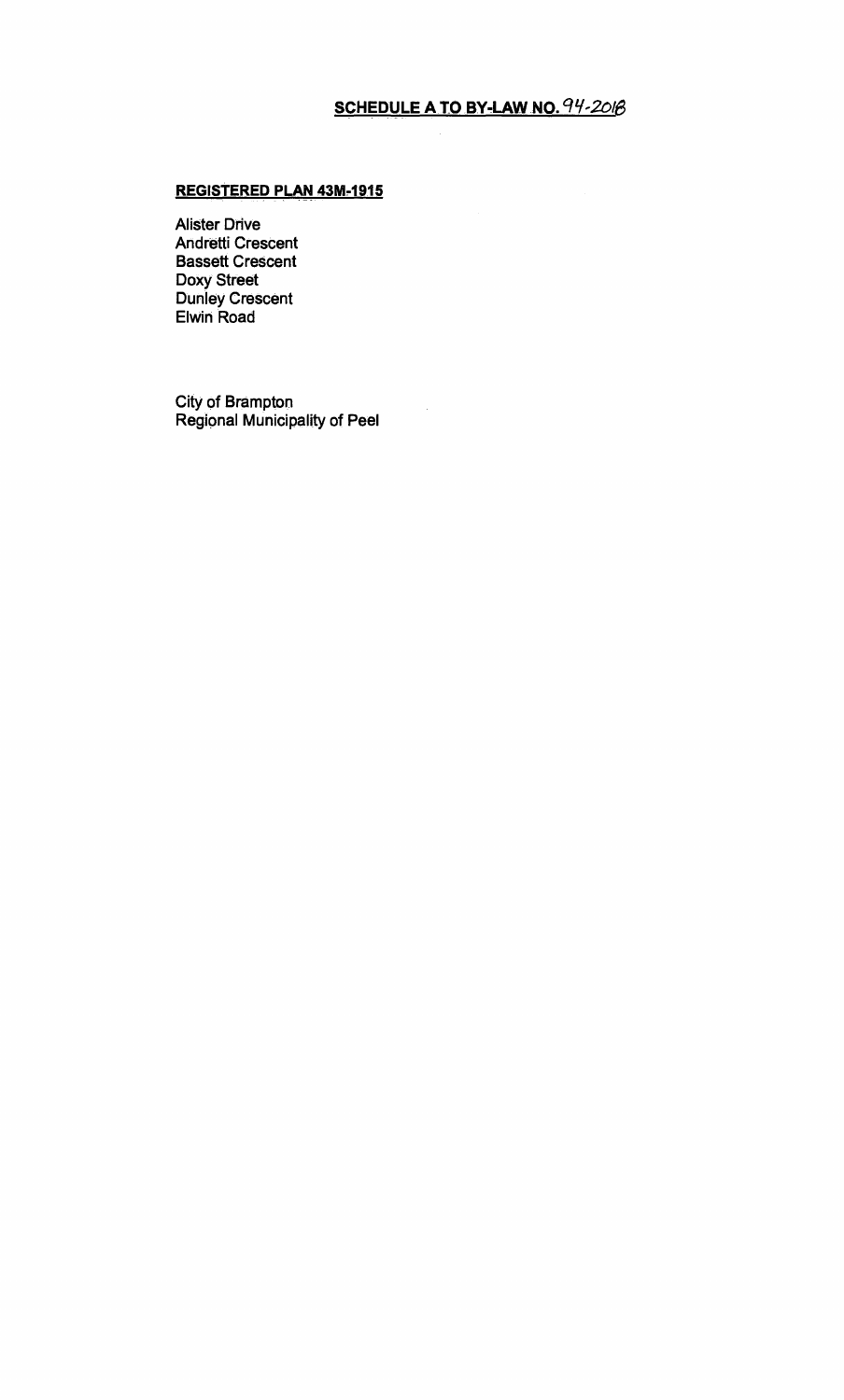# SCHEDULE A TO BY-LAW NO. 94-2018

**REGISTERED PLAN 43M-1915**

Alister Drive
Andretti Crescent
Bassett Crescent
Doxy Street
Dunley Crescent
Elwin Road

City of Brampton
Regional Municipality of Peel